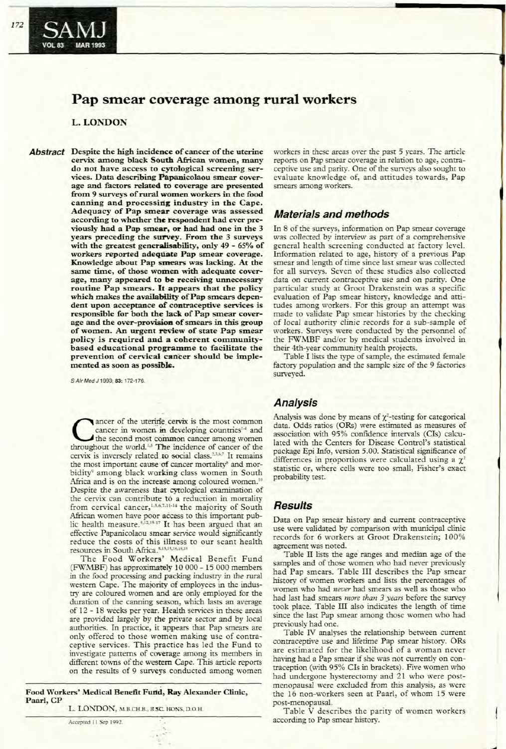# Pap smear coverage among rural workers

**L. LONDON**

***Abstract*** **Despite the high incidence of cancer of the uterine cervix among black South African women, many do not have access to cytological screening services. Data describing Papanicolaou smear coverage and factors related to coverage are presented from 9 surveys of rural women workers in the food canning and processing industry in the Cape. Adequacy of Pap smear coverage was assessed according to whether the respondent had ever previously had a Pap smear, or had had one in the 3 years preceding the survey. From the 3 surveys with the greatest generalisability, only 49 - 65% of workers reported adequate Pap smear coverage. Knowledge about Pap smears was lacking. At the same time, of those women with adequate coverage, many appeared to be receiving unnecessary routine Pap smears. It appears that the policy which makes the availability of Pap smears dependent upon acceptance of contraceptive services is responsible for both the lack of Pap smear coverage and the over-provision of smears in this group of women. An urgent review of state Pap smear policy is required and a coherent community-based educational programme to facilitate the prevention of cervical cancer should be implemented as soon as possible.**

*S Afr Med J* 1993; **83:** 172-176.

Cancer of the uterine cervix is the most common cancer in women in developing countries[1-4] and the second most common cancer among women throughout the world.[1,5] The incidence of cancer of the cervix is inversely related to social class.[2,3,6,7] It remains the most important cause of cancer mortality[8] and morbidity[9] among black working class women in South Africa and is on the increase among coloured women.[10] Despite the awareness that cytological examination of the cervix can contribute to a reduction in mortality from cervical cancer,[1,3,6,7,11-14] the majority of South African women have poor access to this important public health measure.[5,12,15-17] It has been argued that an effective Papanicolaou smear service would significantly reduce the costs of this illness to our scant health resources in South Africa.[5,13,15,16,18,19]

The Food Workers' Medical Benefit Fund (FWMBF) has approximately 10 000 - 15 000 members in the food processing and packing industry in the rural western Cape. The majority of employees in the industry are coloured women and are only employed for the duration of the canning season, which lasts an average of 12 - 18 weeks per year. Health services in these areas are provided largely by the private sector and by local authorities. In practice, it appears that Pap smears are only offered to those women making use of contraceptive services. This practice has led the Fund to investigate patterns of coverage among its members in different towns of the western Cape. This article reports on the results of 9 surveys conducted among women workers in these areas over the past 5 years. The article reports on Pap smear coverage in relation to age, contraceptive use and parity. One of the surveys also sought to evaluate knowledge of, and attitudes towards, Pap smears among workers.

**Food Workers' Medical Benefit Fund, Ray Alexander Clinic, Paarl, CP**

L. LONDON, M.B.CH.B., B.SC. HONS, D.O.H.

Accepted 11 Sep 1992.

## Materials and methods

In 8 of the surveys, information on Pap smear coverage was collected by interview as part of a comprehensive general health screening conducted at factory level. Information related to age, history of a previous Pap smear and length of time since last smear was collected for all surveys. Seven of these studies also collected data on current contraceptive use and on parity. One particular study at Groot Drakenstein was a specific evaluation of Pap smear history, knowledge and attitudes among workers. For this group an attempt was made to validate Pap smear histories by the checking of local authority clinic records for a sub-sample of workers. Surveys were conducted by the personnel of the FWMBF and/or by medical students involved in their 4th-year community health projects.

Table I lists the type of sample, the estimated female factory population and the sample size of the 9 factories surveyed.

## Analysis

Analysis was done by means of $\chi^2$-testing for categorical data. Odds ratios (ORs) were estimated as measures of association with 95% confidence intervals (CIs) calculated with the Centers for Disease Control's statistical package Epi Info, version 5.00. Statistical significance of differences in proportions were calculated using a $\chi^2$ statistic or, where cells were too small, Fisher's exact probability test.

## Results

Data on Pap smear history and current contraceptive use were validated by comparison with municipal clinic records for 6 workers at Groot Drakenstein; 100% agreement was noted.

Table II lists the age ranges and median age of the samples and of those women who had never previously had Pap smears. Table III describes the Pap smear history of women workers and lists the percentages of women who had *never* had smears as well as those who had last had smears *more than 3 years* before the survey took place. Table III also indicates the length of time since the last Pap smear among those women who had previously had one.

Table IV analyses the relationship between current contraceptive use and lifetime Pap smear history. ORs are estimated for the likelihood of a woman never having had a Pap smear if she was not currently on contraception (with 95% CIs in brackets). Five women who had undergone hysterectomy and 21 who were post-menopausal were excluded from this analysis, as were the 16 non-workers seen at Paarl, of whom 15 were post-menopausal.

Table V describes the parity of women workers according to Pap smear history.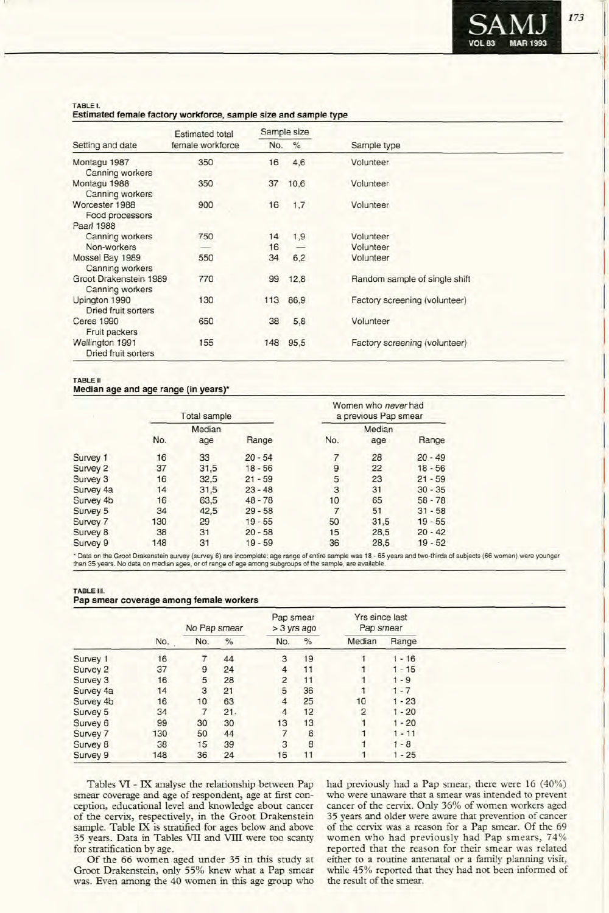**TABLE I.**
**Estimated female factory workforce, sample size and sample type**

| Setting and date | Estimated total female workforce | Sample size No. | % | Sample type |
|---|---|---|---|---|
| Montagu 1987 Canning workers | 350 | 16 | 4,6 | Volunteer |
| Montagu 1988 Canning workers | 350 | 37 | 10,6 | Volunteer |
| Worcester 1988 Food processors | 900 | 16 | 1,7 | Volunteer |
| Paarl 1988 | | | | |
| Canning workers | 750 | 14 | 1,9 | Volunteer |
| Non-workers | — | 16 | — | Volunteer |
| Mossel Bay 1989 Canning workers | 550 | 34 | 6,2 | Volunteer |
| Groot Drakenstein 1989 Canning workers | 770 | 99 | 12,8 | Random sample of single shift |
| Upington 1990 Dried fruit sorters | 130 | 113 | 86,9 | Factory screening (volunteer) |
| Ceres 1990 Fruit packers | 650 | 38 | 5,8 | Volunteer |
| Wellington 1991 Dried fruit sorters | 155 | 148 | 95,5 | Factory screening (volunteer) |

**TABLE II**
**Median age and age range (in years)***

| | Total sample | | | Women who *never* had a previous Pap smear | | |
|---|---|---|---|---|---|---|
| | No. | Median age | Range | No. | Median age | Range |
| Survey 1 | 16 | 33 | 20 - 54 | 7 | 28 | 20 - 49 |
| Survey 2 | 37 | 31,5 | 18 - 56 | 9 | 22 | 18 - 56 |
| Survey 3 | 16 | 32,5 | 21 - 59 | 5 | 23 | 21 - 59 |
| Survey 4a | 14 | 31,5 | 23 - 48 | 3 | 31 | 30 - 35 |
| Survey 4b | 16 | 63,5 | 48 - 78 | 10 | 65 | 58 - 78 |
| Survey 5 | 34 | 42,5 | 29 - 58 | 7 | 51 | 31 - 58 |
| Survey 7 | 130 | 29 | 19 - 55 | 50 | 31,5 | 19 - 55 |
| Survey 8 | 38 | 31 | 20 - 58 | 15 | 28,5 | 20 - 42 |
| Survey 9 | 148 | 31 | 19 - 59 | 36 | 28,5 | 19 - 52 |

* Data on the Groot Drakenstein survey (survey 6) are incomplete: age range of entire sample was 18 - 65 years and two-thirds of subjects (66 women) were younger than 35 years. No data on median ages, or of range of age among subgroups of the sample, are available.

**TABLE III.**
**Pap smear coverage among female workers**

| | | No Pap smear | | Pap smear > 3 yrs ago | | Yrs since last Pap smear | |
|---|---|---|---|---|---|---|---|
| | No. | No. | % | No. | % | Median | Range |
| Survey 1 | 16 | 7 | 44 | 3 | 19 | 1 | 1 - 16 |
| Survey 2 | 37 | 9 | 24 | 4 | 11 | 1 | 1 - 15 |
| Survey 3 | 16 | 5 | 28 | 2 | 11 | 1 | 1 - 9 |
| Survey 4a | 14 | 3 | 21 | 5 | 36 | 1 | 1 - 7 |
| Survey 4b | 16 | 10 | 63 | 4 | 25 | 10 | 1 - 23 |
| Survey 5 | 34 | 7 | 21 | 4 | 12 | 2 | 1 - 20 |
| Survey 6 | 99 | 30 | 30 | 13 | 13 | 1 | 1 - 20 |
| Survey 7 | 130 | 50 | 44 | 7 | 6 | 1 | 1 - 11 |
| Survey 8 | 38 | 15 | 39 | 3 | 8 | 1 | 1 - 8 |
| Survey 9 | 148 | 36 | 24 | 16 | 11 | 1 | 1 - 25 |

Tables VI - IX analyse the relationship between Pap smear coverage and age of respondent, age at first conception, educational level and knowledge about cancer of the cervix, respectively, in the Groot Drakenstein sample. Table IX is stratified for ages below and above 35 years. Data in Tables VII and VIII were too scanty for stratification by age.

Of the 66 women aged under 35 in this study at Groot Drakenstein, only 55% knew what a Pap smear was. Even among the 40 women in this age group who had previously had a Pap smear, there were 16 (40%) who were unaware that a smear was intended to prevent cancer of the cervix. Only 36% of women workers aged 35 years and older were aware that prevention of cancer of the cervix was a reason for a Pap smear. Of the 69 women who had previously had Pap smears, 74% reported that the reason for their smear was related either to a routine antenatal or a family planning visit, while 45% reported that they had not been informed of the result of the smear.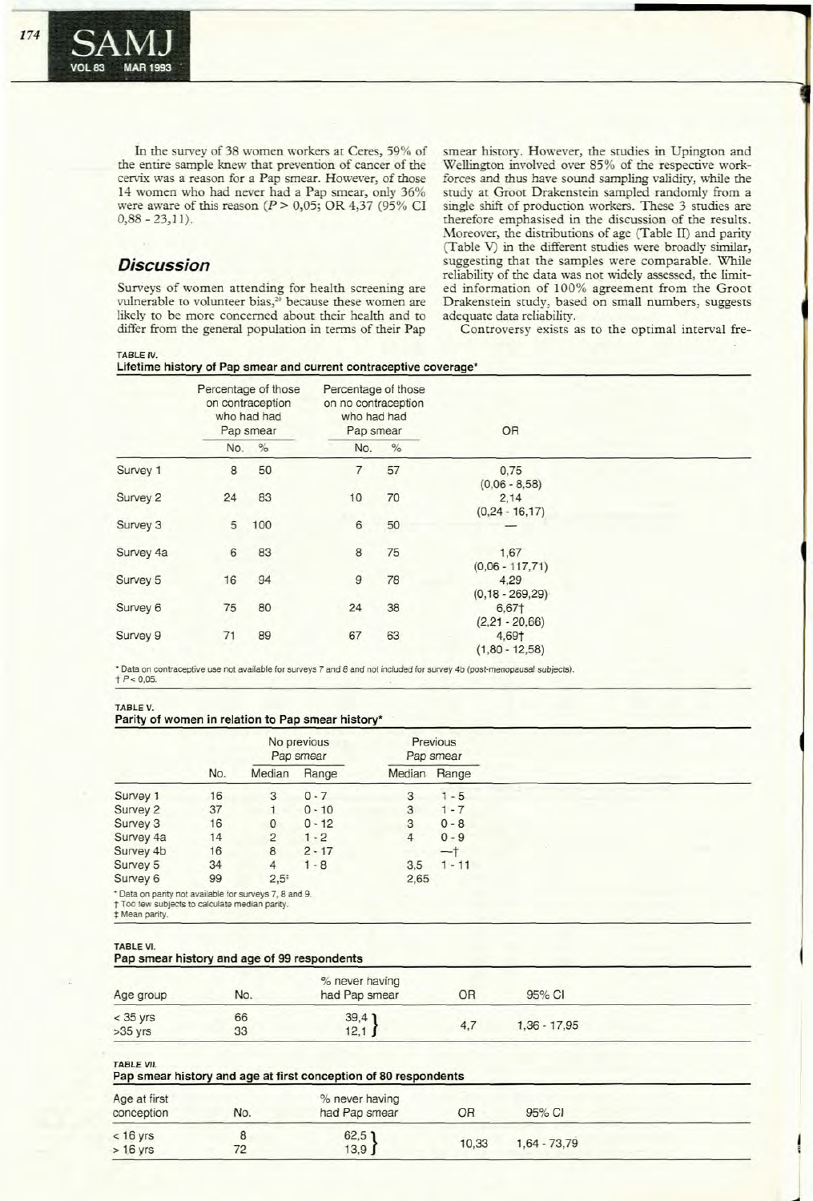In the survey of 38 women workers at Ceres, 59% of the entire sample knew that prevention of cancer of the cervix was a reason for a Pap smear. However, of those 14 women who had never had a Pap smear, only 36% were aware of this reason ($P > 0,05$; OR 4,37 (95% CI 0,88 - 23,11).

## Discussion

Surveys of women attending for health screening are vulnerable to volunteer bias,[20] because these women are likely to be more concerned about their health and to differ from the general population in terms of their Pap smear history. However, the studies in Upington and Wellington involved over 85% of the respective workforces and thus have sound sampling validity, while the study at Groot Drakenstein sampled randomly from a single shift of production workers. These 3 studies are therefore emphasised in the discussion of the results. Moreover, the distributions of age (Table II) and parity (Table V) in the different studies were broadly similar, suggesting that the samples were comparable. While reliability of the data was not widely assessed, the limited information of 100% agreement from the Groot Drakenstein study, based on small numbers, suggests adequate data reliability.

Controversy exists as to the optimal interval fre-

**TABLE IV.**
**Lifetime history of Pap smear and current contraceptive coverage***

| | Percentage of those on contraception who had had Pap smear | | Percentage of those on no contraception who had had Pap smear | | OR |
|---|---|---|---|---|---|
| | No. | % | No. | % | |
| Survey 1 | 8 | 50 | 7 | 57 | 0,75 (0,06 - 8,58) |
| Survey 2 | 24 | 83 | 10 | 70 | 2,14 (0,24 - 16,17) |
| Survey 3 | 5 | 100 | 6 | 50 | — |
| Survey 4a | 6 | 83 | 8 | 75 | 1,67 (0,06 - 117,71) |
| Survey 5 | 16 | 94 | 9 | 78 | 4,29 (0,18 - 269,29) |
| Survey 6 | 75 | 80 | 24 | 38 | 6,67† (2,21 - 20,66) |
| Survey 9 | 71 | 89 | 67 | 63 | 4,69† (1,80 - 12,58) |

* Data on contraceptive use not available for surveys 7 and 8 and not included for survey 4b (post-menopausal subjects).
† $P < 0,05$.

**TABLE V.**
**Parity of women in relation to Pap smear history***

| | No. | No previous Pap smear | | Previous Pap smear | |
|---|---|---|---|---|---|
| | | Median | Range | Median | Range |
| Survey 1 | 16 | 3 | 0 - 7 | 3 | 1 - 5 |
| Survey 2 | 37 | 1 | 0 - 10 | 3 | 1 - 7 |
| Survey 3 | 16 | 0 | 0 - 12 | 3 | 0 - 8 |
| Survey 4a | 14 | 2 | 1 - 2 | 4 | 0 - 9 |
| Survey 4b | 16 | 8 | 2 - 17 | —† | |
| Survey 5 | 34 | 4 | 1 - 8 | 3,5 | 1 - 11 |
| Survey 6 | 99 | 2,5‡ | | 2,65 | |

* Data on parity not available for surveys 7, 8 and 9.
† Too few subjects to calculate median parity.
‡ Mean parity.

**TABLE VI.**
**Pap smear history and age of 99 respondents**

| Age group | No. | % never having had Pap smear | OR | 95% CI |
|---|---|---|---|---|
| < 35 yrs | 66 | 39,4 | 4,7 | 1,36 - 17,95 |
| >35 yrs | 33 | 12,1 | | |

**TABLE VII.**
**Pap smear history and age at first conception of 80 respondents**

| Age at first conception | No. | % never having had Pap smear | OR | 95% CI |
|---|---|---|---|---|
| < 16 yrs | 8 | 62,5 | 10,33 | 1,64 - 73,79 |
| > 16 yrs | 72 | 13,9 | | |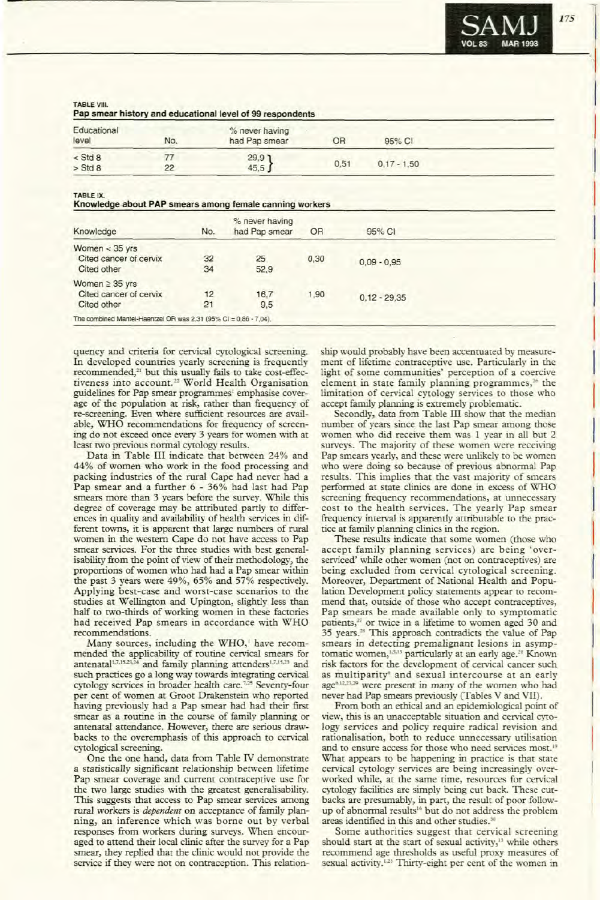**TABLE VIII.**
**Pap smear history and educational level of 99 respondents**

| Educational level | No. | % never having had Pap smear | OR | 95% CI |
|---|---|---|---|---|
| < Std 8 | 77 | 29,9 | 0,51 | 0,17 - 1,50 |
| > Std 8 | 22 | 45,5 | | |

**TABLE IX.**
**Knowledge about PAP smears among female canning workers**

| Knowledge | No. | % never having had Pap smear | OR | 95% CI |
|---|---|---|---|---|
| Women < 35 yrs | | | | |
| Cited cancer of cervix | 32 | 25 | 0,30 | 0,09 - 0,95 |
| Cited other | 34 | 52,9 | | |
| Women ≥ 35 yrs | | | | |
| Cited cancer of cervix | 12 | 16,7 | 1,90 | 0,12 - 29,35 |
| Cited other | 21 | 9,5 | | |

The combined Mantel-Haenzel OR was 2,31 (95% CI = 0,86 - 7,04).

quency and criteria for cervical cytological screening. In developed countries yearly screening is frequently recommended,[21] but this usually fails to take cost-effectiveness into account.[22] World Health Organisation guidelines for Pap smear programmes[1] emphasise coverage of the population at risk, rather than frequency of re-screening. Even where sufficient resources are available, WHO recommendations for frequency of screening do not exceed once every 3 years for women with at least two previous normal cytology results.

Data in Table III indicate that between 24% and 44% of women who work in the food processing and packing industries of the rural Cape had never had a Pap smear and a further 6 - 36% had last had Pap smears more than 3 years before the survey. While this degree of coverage may be attributed partly to differences in quality and availability of health services in different towns, it is apparent that large numbers of rural women in the western Cape do not have access to Pap smear services. For the three studies with best generalisibility from the point of view of their methodology, the proportions of women who had had a Pap smear within the past 3 years were 49%, 65% and 57% respectively. Applying best-case and worst-case scenarios to the studies at Wellington and Upington, slightly less than half to two-thirds of working women in these factories had received Pap smears in accordance with WHO recommendations.

Many sources, including the WHO,[1] have recommended the applicability of routine cervical smears for antenatal[1,7,15,23,24] and family planning attenders[1,7,15,23] and such practices go a long way towards integrating cervical cytology services in broader health care.[7,25] Seventy-four per cent of women at Groot Drakenstein who reported having previously had a Pap smear had had their first smear as a routine in the course of family planning or antenatal attendance. However, there are serious drawbacks to the overemphasis of this approach to cervical cytological screening.

One the one hand, data from Table IV demonstrate a statistically significant relationship between lifetime Pap smear coverage and current contraceptive use for the two large studies with the greatest generalisability. This suggests that access to Pap smear services among rural workers is *dependent* on acceptance of family planning, an inference which was borne out by verbal responses from workers during surveys. When encouraged to attend their local clinic after the survey for a Pap smear, they replied that the clinic would not provide the service if they were not on contraception. This relationship would probably have been accentuated by measurement of lifetime contraceptive use. Particularly in the light of some communities' perception of a coercive element in state family planning programmes,[26] the limitation of cervical cytology services to those who accept family planning is extremely problematic.

Secondly, data from Table III show that the median number of years since the last Pap smear among those women who did receive them was 1 year in all but 2 surveys. The majority of these women were receiving Pap smears yearly, and these were unlikely to be women who were doing so because of previous abnormal Pap results. This implies that the vast majority of smears performed at state clinics are done in excess of WHO screening frequency recommendations, at unnecessary cost to the health services. The yearly Pap smear frequency interval is apparently attributable to the practice at family planning clinics in the region.

These results indicate that some women (those who accept family planning services) are being 'overserviced' while other women (not on contraceptives) are being excluded from cervical cytological screening. Moreover, Department of National Health and Population Development policy statements appear to recommend that, outside of those who accept contraceptives, Pap smears be made available only to symptomatic patients,[27] or twice in a lifetime to women aged 30 and 35 years.[28] This approach contradicts the value of Pap smears in detecting premalignant lesions in asymptomatic women,[1,5,15] particularly at an early age.[28] Known risk factors for the development of cervical cancer such as multiparity[8] and sexual intercourse at an early age[6,12,23,29] were present in many of the women who had never had Pap smears previously (Tables V and VII).

From both an ethical and an epidemiological point of view, this is an unacceptable situation and cervical cytology services and policy require radical revision and rationalisation, both to reduce unnecessary utilisation and to ensure access for those who need services most.[19] What appears to be happening in practice is that state cervical cytology services are being increasingly overworked while, at the same time, resources for cervical cytology facilities are simply being cut back. These cutbacks are presumably, in part, the result of poor follow-up of abnormal results[16] but do not address the problem areas identified in this and other studies.[30]

Some authorities suggest that cervical screening should start at the start of sexual activity,[13] while others recommend age thresholds as useful proxy measures of sexual activity.[1,23] Thirty-eight per cent of the women in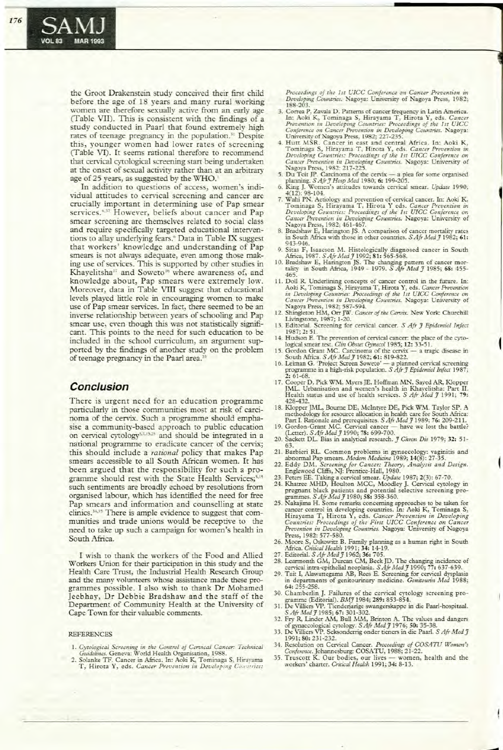the Groot Drakenstein study conceived their first child before the age of 18 years and many rural working women are therefore sexually active from an early age (Table VII). This is consistent with the findings of a study conducted in Paarl that found extremely high rates of teenage pregnancy in the population.[31] Despite this, younger women had lower rates of screening (Table VI). It seems rational therefore to recommend that cervical cytological screening start being undertaken at the onset of sexual activity rather than at an arbitrary age of 25 years, as suggested by the WHO.[1]

In addition to questions of access, women's individual attitudes to cervical screening and cancer are crucially important in determining use of Pap smear services.[6,32] However, beliefs about cancer and Pap smear screening are themselves related to social class and require specifically targeted educational interventions to allay underlying fears.[6] Data in Table IX suggest that workers' knowledge and understanding of Pap smears is not always adequate, even among those making use of services. This is supported by other studies in Khayelitsha[17] and Soweto[16] where awareness of, and knowledge about, Pap smears were extremely low. Moreover, data in Table VIII suggest that educational levels played little role in encouraging women to make use of Pap smear services. In fact, there seemed to be an inverse relationship between years of schooling and Pap smear use, even though this was not statistically significant. This points to the need for such education to be included in the school curriculum, an argument supported by the findings of another study on the problem of teenage pregnancy in the Paarl area.[33]

## Conclusion

There is urgent need for an education programme particularly in those communities most at risk of carcinoma of the cervix. Such a programme should emphasise a community-based approach to public education on cervical cytology[2,7,13,23] and should be integrated in a national programme to eradicate cancer of the cervix; this should include a *rational* policy that makes Pap smears accessible to all South African women. It has been argued that the responsibility for such a programme should rest with the State Health Services;[5,15] such sentiments are broadly echoed by resolutions from organised labour, which has identified the need for free Pap smears and information and counselling at state clinics.[34,35] There is ample evidence to suggest that communities and trade unions would be receptive to the need to take up such a campaign for women's health in South Africa.

I wish to thank the workers of the Food and Allied Workers Union for their participation in this study and the Health Care Trust, the Industrial Health Research Group and the many volunteers whose assistance made these programmes possible. I also wish to thank Dr Mohamed Jeebhay, Dr Debbie Bradshaw and the staff of the Department of Community Health at the University of Cape Town for their valuable comments.

### REFERENCES

1. *Cytological Screening in the Control of Cervical Cancer: Technical Guidelines.* Geneva: World Health Organisation, 1988.
2. Solanke TF. Cancer in Africa. In: Aoki K, Tominaga S, Hirayama T, Hirota Y, eds. *Cancer Prevention in Developing Countries: Proceedings of the 1st UICC Conference on Cancer Prevention in Developing Countries.* Nagoya: University of Nagoya Press, 1982; 188-203.
3. Correa P, Zavala D. Patterns of cancer frequency in Latin America. In: Aoki K, Tominaga S, Hirayama T, Hirota Y, eds. *Cancer Prevention in Developing Countries: Proceedings of the 1st UICC Conference on Cancer Prevention in Developing Countries.* Nagoya: University of Nagoya Press, 1982; 227-235.
4. Hutt MSR. Cancer in east and central Africa. In: Aoki K, Tominaga S, Hirayama T, Hirota Y, eds. *Cancer Prevention in Developing Countries: Proceedings of the 1st UICC Conference on Cancer Prevention in Developing Countries.* Nagoya: University of Nagoya Press, 1982: 217-225.
5. Du Toit JP. Carcinoma of the cervix — a plea for some organised planning. *S Afr J Hosp Med* 1980; **6:** 199-205.
6. King J. Women's attitudes towards cervical smear. *Update* 1990; 4(12): 98-104.
7. Wahi PN. Aetiology and prevention of cervical cancer. In: Aoki K, Tominaga S, Hirayama T, Hirota Y eds. *Cancer Prevention in Developing Countries: Proceedings of the 1st UICC Conference on Cancer Prevention in Developing Countries.* Nagoya: University of Nagoya Press, 1982; 461-467.
8. Bradshaw E, Harington JS. A comparison of cancer mortality rates in South Africa with those in other countries. *S Afr Med J* 1982; **61:** 943-946.
9. Sitas F, Isaacson M. Histologically diagnosed cancer in South Africa, 1987. *S Afr Med J* 1992; **81:** 565-568.
10. Bradshaw E, Harington JS. The changing pattern of cancer mortality in South Africa, 1949 - 1979. *S Afr Med J* 1985; **68:** 455-465.
11. Doll R. Underlining concepts of cancer control in the future. In: Aoki K, Tominaga S, Hirayama T, Hirota Y, eds. *Cancer Prevention in Developing Countries: Proceedings of the 1st UICC Conference on Cancer Prevention in Developing Countries.* Nagoya: University of Nagoya Press, 1982; 587-594.
12. Shingleton HM, Orr JW. *Cancer of the Cervix.* New York: Churchill Livingstone, 1987; 1-20.
13. Editorial. Screening for cervical cancer. *S Afr J Epidemiol Infect* 1987; **2:** 51.
14. Hudson E. The prevention of cervical cancer: the place of the cytological smear test. *Clin Obstet Gynecol* 1985; **12:** 33-51.
15. Gordon Grant MC. Carcinoma of the cervix — a tragic disease in South Africa. *S Afr Med J* 1982; **61:** 819-822.
16. Leiman G. 'Project Screen Soweto' — a planned cervical screening programme in a high-risk population. *S Afr J Epidemiol Infect* 1987; **2:** 61-68.
17. Cooper D, Pick WM, Myers JE, Hoffman MN, Sayed AR, Klopper JML. Urbanisation and women's health in Khayelitsha: Part II. Health status and use of health services. *S Afr Med J* 1991; **79:** 428-432.
18. Klopper JML, Bourne DE, McIntyre DE, Pick WM. Taylor SP. A methodology for resource allocation in health care for South Africa: Part I. Rationale and prerequisites. *S Afr Med J* 1989; **76:** 209-211.
19. Gordon-Grant MC. Cervical cancer — have we lost the battle? (Letter). *S Afr Med J* 1990; **78:** 699-700.
20. Sackett DL. Bias in analytical research. *J Chron Dis* 1979; **32:** 51-63.
21. Barbieri RL. Common problems in gynaecology: vaginitis and abnormal Pap smears. *Modern Medicine* 1989; **14**(8): 27-35.
22. Eddy DM. *Screening for Cancer: Theory, Analysis and Design.* Englewood Cliffs, NJ: Prentice-Hall, 1980.
23. Peters EE. Taking a cervical smear. *Update* 1987; **2**(3): 67-70.
24. Khatree MHD, Houlton MCC, Moodley J. Cervical cytology in pregnant black patients and potential selective screening programmes. *S Afr Med J* 1980; **58:** 358-360.
25. Nakajima H. Some remarks concerning approaches to be taken for cancer control in developing countries. In: Aoki K, Tominaga S, Hirayama T, Hirota Y, eds. *Cancer Prevention in Developing Countries: Proceedings of the First UICC Conference on Cancer Prevention in Developing Countries.* Nagoya: University of Nagoya Press, 1982: 577-580.
26. Moore S, Oskowitz B. Family planning as a human right in South Africa. *Critical Health* 1991; **34:** 14-19.
27. Editorial. *S Afr Med J* 1962; **36:** 705.
28. Learmonth GM, Durcan CM, Beck JD. The changing incidence of cervical intra-epithelial neoplasia. *S Afr Med J* 1990; **77:** 637-639.
29. Tait I, Alawattegama AB, Rees E. Screening for cervical dysplasia in departments of genitourinary medicine. *Genitourin Med* 1988; **64:** 255-258.
30. Chamberlin J. Failures of the cervical cytology screening programme (Editorial). *BMJ* 1984; **289:** 853-854.
31. De Villiers VP. Tienderjarige swangerskappe in die Paarl-hospitaal. *S Afr Med J* 1985; **67:** 301-302.
32. Fry R, Linder AM, Bull MM, Brinton A. The values and dangers of gynaecological cytology. *S Afr Med J* 1976; **50:** 35-38.
33. De Villiers VP. Seksonderrig onder tieners in die Paarl. *S Afr Med J* 1991; **80:** 231-232.
34. Resolution on Cervical Cancer. *Proceedings of COSATU Women's Conference.* Johannesburg: COSATU, 1988; 21-22.
35. Truscott K. Our bodies, our lives — women, health and the workers' charter. *Critical Health* 1991; **34:** 8-13.